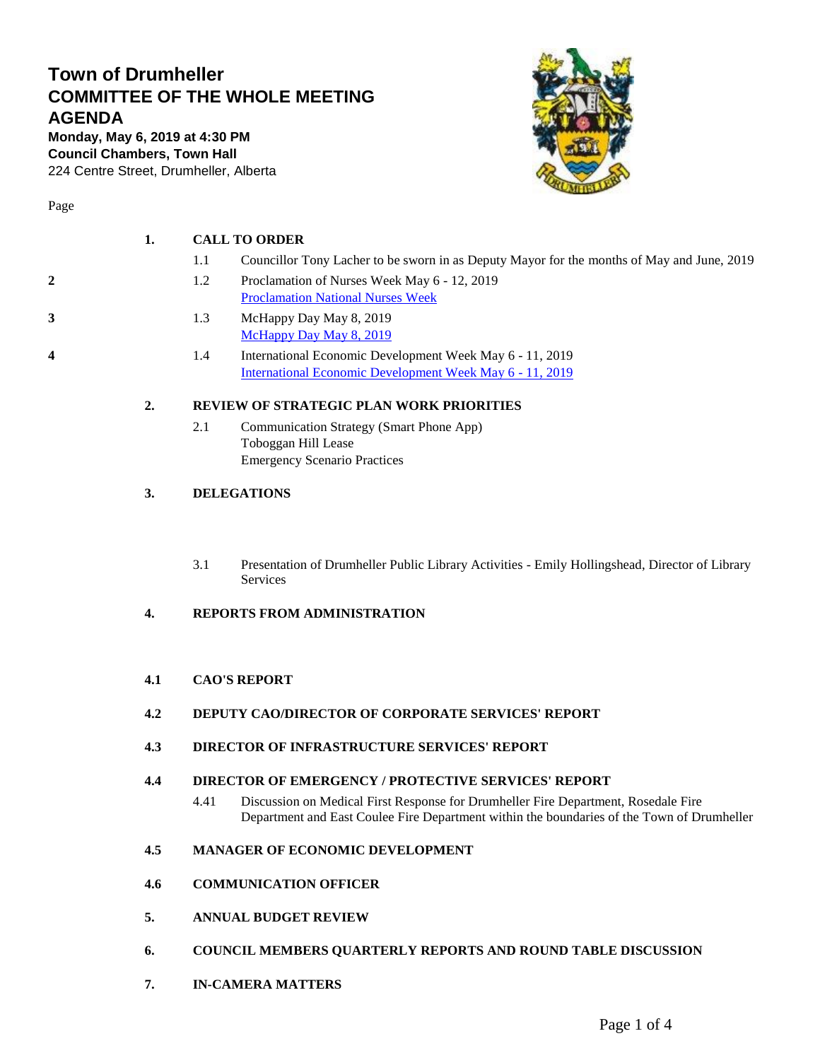# Town of Drumheller
## COMMITTEE OF THE WHOLE MEETING AGENDA

**Monday, May 6, 2019 at 4:30 PM**
**Council Chambers, Town Hall**
224 Centre Street, Drumheller, Alberta

| Page | | | |
|---|---|---|---|
| | **1.** | **CALL TO ORDER** | |
| | | 1.1 | Councillor Tony Lacher to be sworn in as Deputy Mayor for the months of May and June, 2019 |
| 2 | | 1.2 | Proclamation of Nurses Week May 6 - 12, 2019<br>Proclamation National Nurses Week |
| 3 | | 1.3 | McHappy Day May 8, 2019<br>McHappy Day May 8, 2019 |
| 4 | | 1.4 | International Economic Development Week May 6 - 11, 2019<br>International Economic Development Week May 6 - 11, 2019 |
| | **2.** | **REVIEW OF STRATEGIC PLAN WORK PRIORITIES** | |
| | | 2.1 | Communication Strategy (Smart Phone App)<br>Toboggan Hill Lease<br>Emergency Scenario Practices |
| | **3.** | **DELEGATIONS** | |
| | | 3.1 | Presentation of Drumheller Public Library Activities - Emily Hollingshead, Director of Library Services |
| | **4.** | **REPORTS FROM ADMINISTRATION** | |
| | **4.1** | **CAO'S REPORT** | |
| | **4.2** | **DEPUTY CAO/DIRECTOR OF CORPORATE SERVICES' REPORT** | |
| | **4.3** | **DIRECTOR OF INFRASTRUCTURE SERVICES' REPORT** | |
| | **4.4** | **DIRECTOR OF EMERGENCY / PROTECTIVE SERVICES' REPORT** | |
| | | 4.41 | Discussion on Medical First Response for Drumheller Fire Department, Rosedale Fire Department and East Coulee Fire Department within the boundaries of the Town of Drumheller |
| | **4.5** | **MANAGER OF ECONOMIC DEVELOPMENT** | |
| | **4.6** | **COMMUNICATION OFFICER** | |
| | **5.** | **ANNUAL BUDGET REVIEW** | |
| | **6.** | **COUNCIL MEMBERS QUARTERLY REPORTS AND ROUND TABLE DISCUSSION** | |
| | **7.** | **IN-CAMERA MATTERS** | |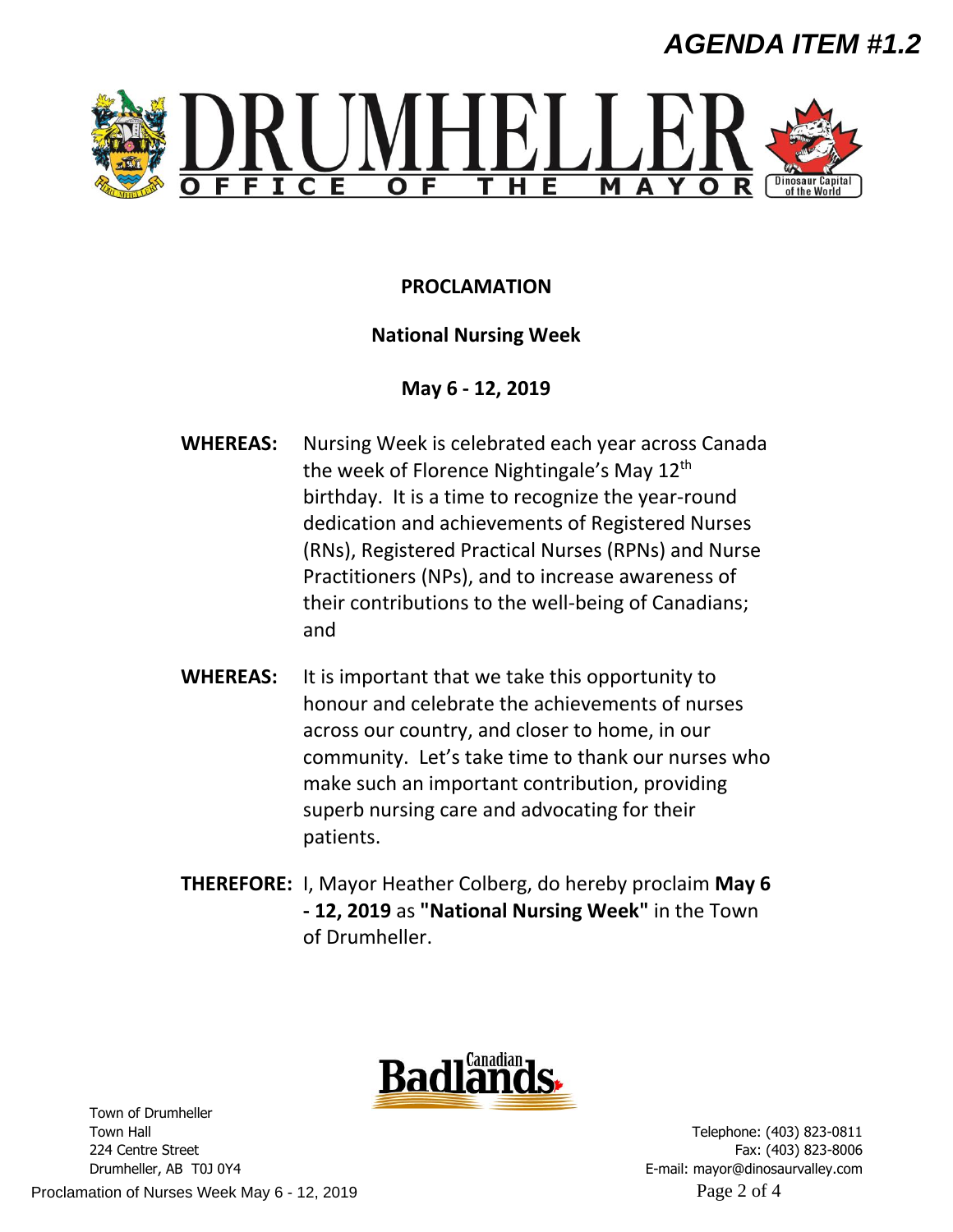AGENDA ITEM #1.2

DRUMHELLER
OFFICE OF THE MAYOR

Dinosaur Capital of the World

# PROCLAMATION

## National Nursing Week

## May 6 - 12, 2019

**WHEREAS:** Nursing Week is celebrated each year across Canada the week of Florence Nightingale's May 12th birthday. It is a time to recognize the year-round dedication and achievements of Registered Nurses (RNs), Registered Practical Nurses (RPNs) and Nurse Practitioners (NPs), and to increase awareness of their contributions to the well-being of Canadians; and

**WHEREAS:** It is important that we take this opportunity to honour and celebrate the achievements of nurses across our country, and closer to home, in our community. Let's take time to thank our nurses who make such an important contribution, providing superb nursing care and advocating for their patients.

**THEREFORE:** I, Mayor Heather Colberg, do hereby proclaim **May 6 - 12, 2019** as **"National Nursing Week"** in the Town of Drumheller.

Canadian Badlands

Town of Drumheller
Town Hall
224 Centre Street
Drumheller, AB T0J 0Y4

Telephone: (403) 823-0811
Fax: (403) 823-8006
E-mail: mayor@dinosaurvalley.com

Proclamation of Nurses Week May 6 - 12, 2019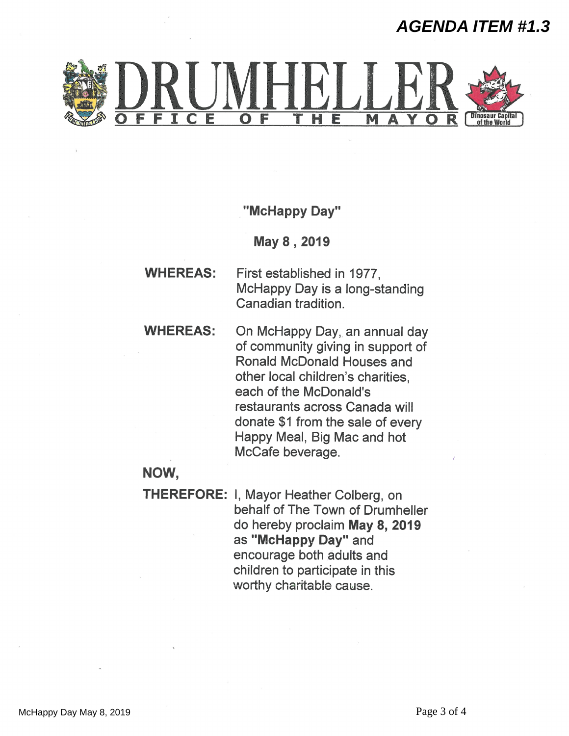**AGENDA ITEM #1.3**

# DRUMHELLER

## OFFICE OF THE MAYOR

Dinosaur Capital of the World

**"McHappy Day"**

**May 8 , 2019**

**WHEREAS:** First established in 1977, McHappy Day is a long-standing Canadian tradition.

**WHEREAS:** On McHappy Day, an annual day of community giving in support of Ronald McDonald Houses and other local children's charities, each of the McDonald's restaurants across Canada will donate $1 from the sale of every Happy Meal, Big Mac and hot McCafe beverage.

**NOW,**

**THEREFORE:** I, Mayor Heather Colberg, on behalf of The Town of Drumheller do hereby proclaim **May 8, 2019** as **"McHappy Day"** and encourage both adults and children to participate in this worthy charitable cause.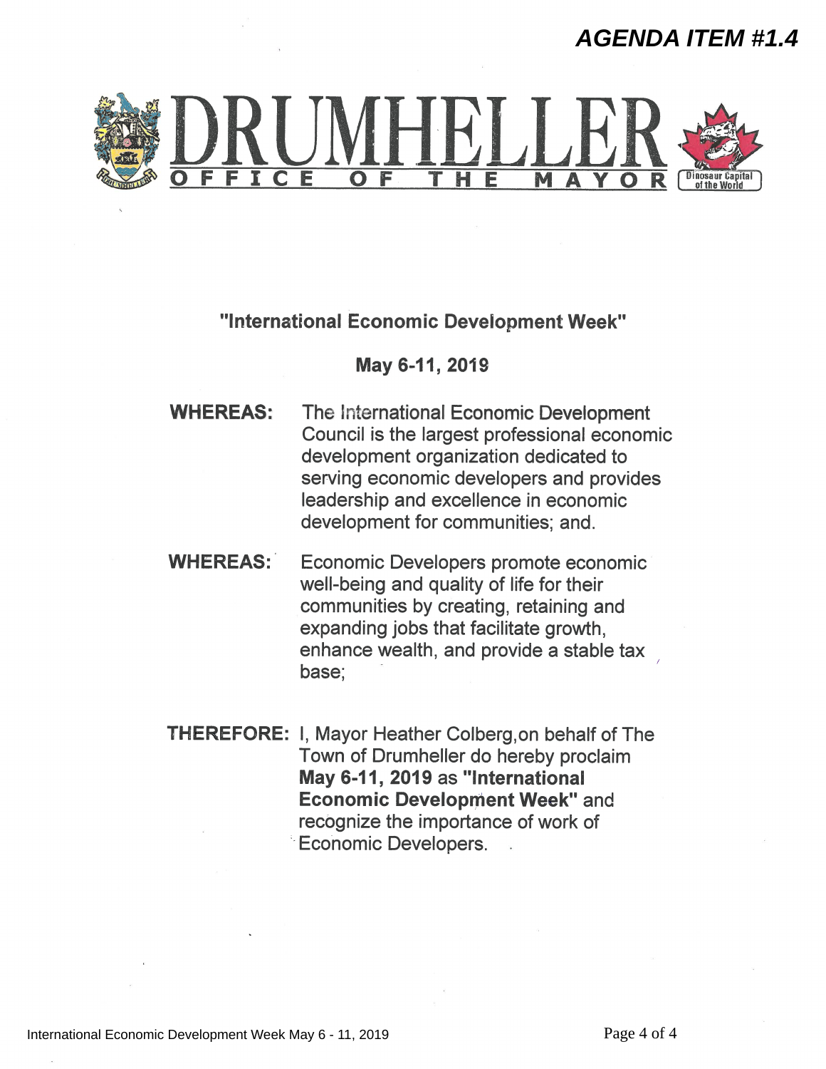**AGENDA ITEM #1.4**

# DRUMHELLER

OFFICE OF THE MAYOR

Dinosaur Capital of the World

## "International Economic Development Week"

**May 6-11, 2019**

**WHEREAS:** The International Economic Development Council is the largest professional economic development organization dedicated to serving economic developers and provides leadership and excellence in economic development for communities; and.

**WHEREAS:** Economic Developers promote economic well-being and quality of life for their communities by creating, retaining and expanding jobs that facilitate growth, enhance wealth, and provide a stable tax base;

**THEREFORE:** I, Mayor Heather Colberg,on behalf of The Town of Drumheller do hereby proclaim **May 6-11, 2019** as **"International Economic Development Week"** and recognize the importance of work of Economic Developers.